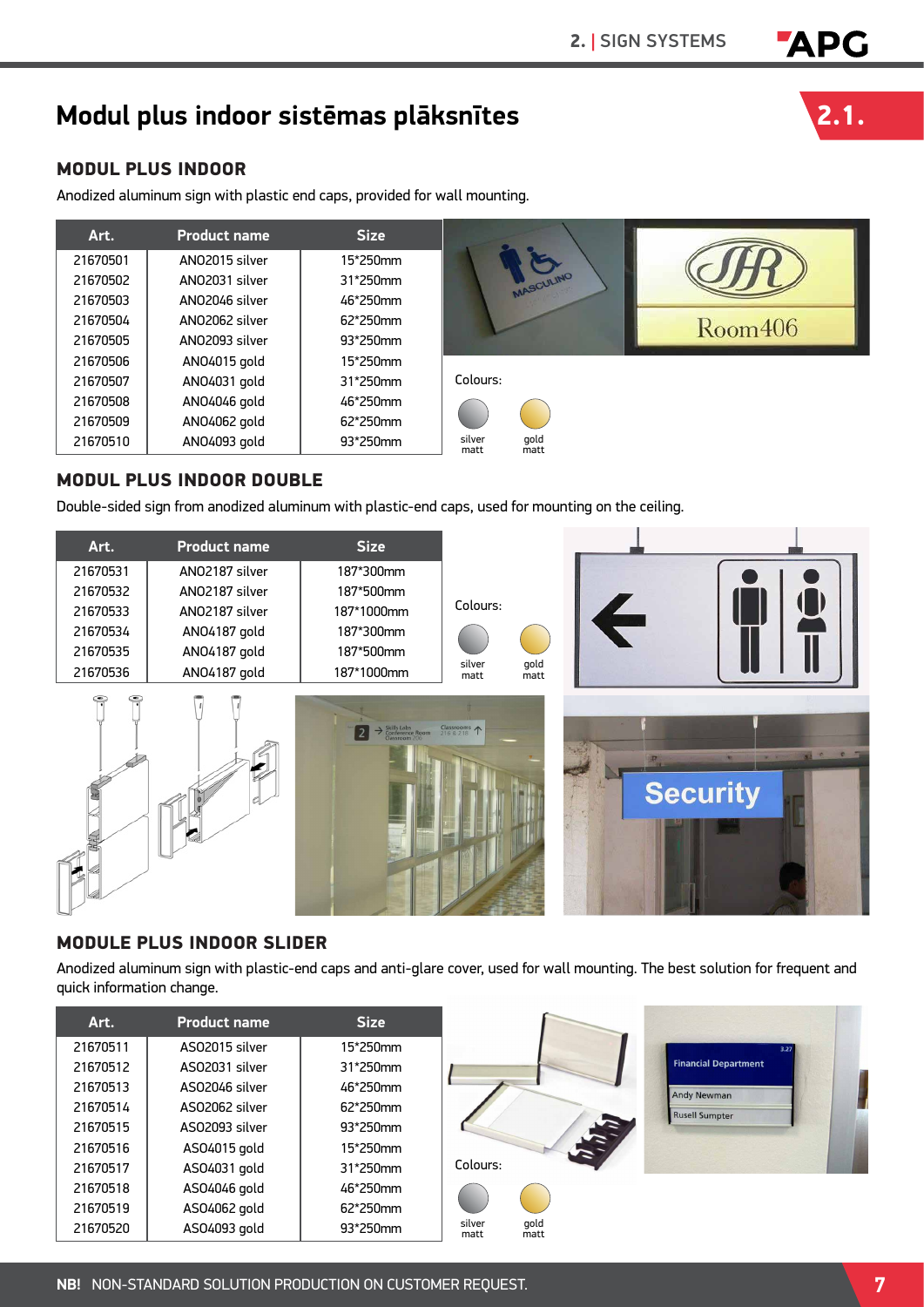# Modul plus indoor sistēmas plāksnītes

2.1.

## MODUL PLUS INDOOR

Anodized aluminum sign with plastic end caps, provided for wall mounting.

| Art. | Product name | Size |
|---|---|---|
| 21670501 | ANO2015 silver | 15*250mm |
| 21670502 | ANO2031 silver | 31*250mm |
| 21670503 | ANO2046 silver | 46*250mm |
| 21670504 | ANO2062 silver | 62*250mm |
| 21670505 | ANO2093 silver | 93*250mm |
| 21670506 | ANO4015 gold | 15*250mm |
| 21670507 | ANO4031 gold | 31*250mm |
| 21670508 | ANO4046 gold | 46*250mm |
| 21670509 | ANO4062 gold | 62*250mm |
| 21670510 | ANO4093 gold | 93*250mm |

Colours:

silver matt, gold matt

## MODUL PLUS INDOOR DOUBLE

Double-sided sign from anodized aluminum with plastic-end caps, used for mounting on the ceiling.

| Art. | Product name | Size |
|---|---|---|
| 21670531 | ANO2187 silver | 187*300mm |
| 21670532 | ANO2187 silver | 187*500mm |
| 21670533 | ANO2187 silver | 187*1000mm |
| 21670534 | ANO4187 gold | 187*300mm |
| 21670535 | ANO4187 gold | 187*500mm |
| 21670536 | ANO4187 gold | 187*1000mm |

Colours:

silver matt, gold matt

## MODULE PLUS INDOOR SLIDER

Anodized aluminum sign with plastic-end caps and anti-glare cover, used for wall mounting. The best solution for frequent and quick information change.

| Art. | Product name | Size |
|---|---|---|
| 21670511 | ASO2015 silver | 15*250mm |
| 21670512 | ASO2031 silver | 31*250mm |
| 21670513 | ASO2046 silver | 46*250mm |
| 21670514 | ASO2062 silver | 62*250mm |
| 21670515 | ASO2093 silver | 93*250mm |
| 21670516 | ASO4015 gold | 15*250mm |
| 21670517 | ASO4031 gold | 31*250mm |
| 21670518 | ASO4046 gold | 46*250mm |
| 21670519 | ASO4062 gold | 62*250mm |
| 21670520 | ASO4093 gold | 93*250mm |

Colours:

silver matt, gold matt

**NB!** NON-STANDARD SOLUTION PRODUCTION ON CUSTOMER REQUEST.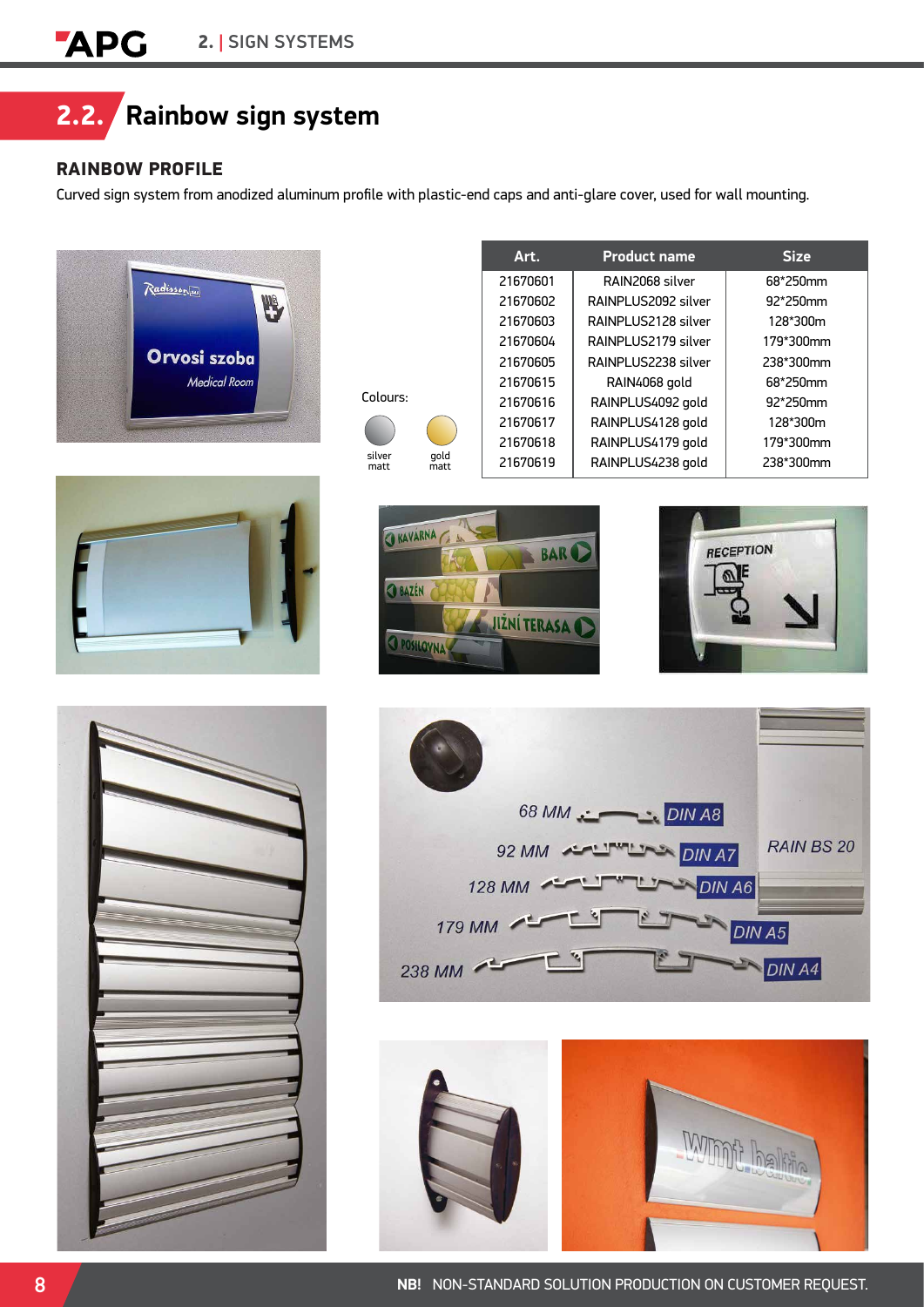## 2.2. Rainbow sign system

### RAINBOW PROFILE

Curved sign system from anodized aluminum profile with plastic-end caps and anti-glare cover, used for wall mounting.

Colours: silver matt, gold matt

| Art. | Product name | Size |
|---|---|---|
| 21670601 | RAIN2068 silver | 68*250mm |
| 21670602 | RAINPLUS2092 silver | 92*250mm |
| 21670603 | RAINPLUS2128 silver | 128*300m |
| 21670604 | RAINPLUS2179 silver | 179*300mm |
| 21670605 | RAINPLUS2238 silver | 238*300mm |
| 21670615 | RAIN4068 gold | 68*250mm |
| 21670616 | RAINPLUS4092 gold | 92*250mm |
| 21670617 | RAINPLUS4128 gold | 128*300m |
| 21670618 | RAINPLUS4179 gold | 179*300mm |
| 21670619 | RAINPLUS4238 gold | 238*300mm |

**NB!** NON-STANDARD SOLUTION PRODUCTION ON CUSTOMER REQUEST.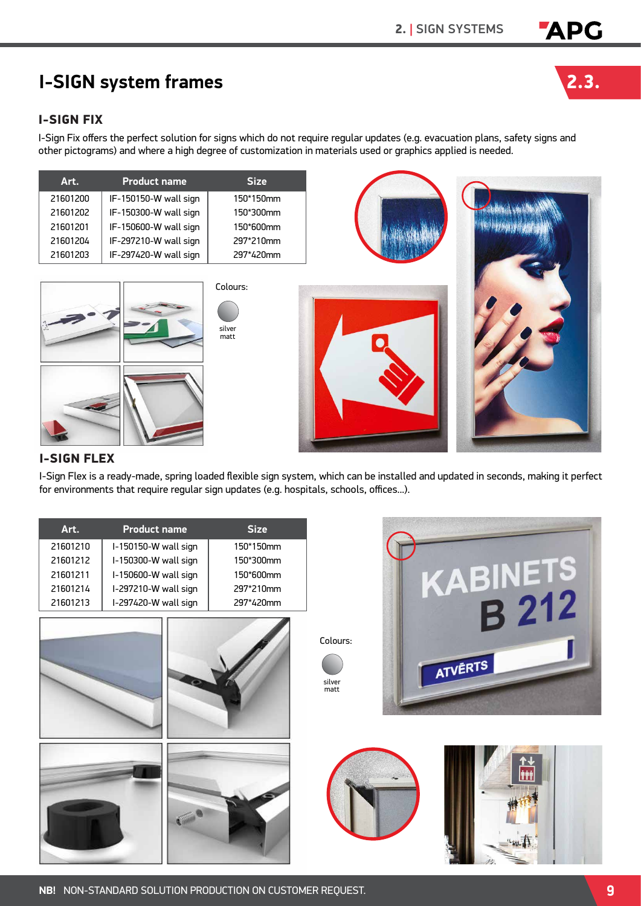# I-SIGN system frames

2.3.

## I-SIGN FIX

I-Sign Fix offers the perfect solution for signs which do not require regular updates (e.g. evacuation plans, safety signs and other pictograms) and where a high degree of customization in materials used or graphics applied is needed.

| Art. | Product name | Size |
|---|---|---|
| 21601200 | IF-150150-W wall sign | 150*150mm |
| 21601202 | IF-150300-W wall sign | 150*300mm |
| 21601201 | IF-150600-W wall sign | 150*600mm |
| 21601204 | IF-297210-W wall sign | 297*210mm |
| 21601203 | IF-297420-W wall sign | 297*420mm |

Colours:

silver matt

## I-SIGN FLEX

I-Sign Flex is a ready-made, spring loaded flexible sign system, which can be installed and updated in seconds, making it perfect for environments that require regular sign updates (e.g. hospitals, schools, offices...).

| Art. | Product name | Size |
|---|---|---|
| 21601210 | I-150150-W wall sign | 150*150mm |
| 21601212 | I-150300-W wall sign | 150*300mm |
| 21601211 | I-150600-W wall sign | 150*600mm |
| 21601214 | I-297210-W wall sign | 297*210mm |
| 21601213 | I-297420-W wall sign | 297*420mm |

Colours:

silver matt

**NB!** NON-STANDARD SOLUTION PRODUCTION ON CUSTOMER REQUEST.